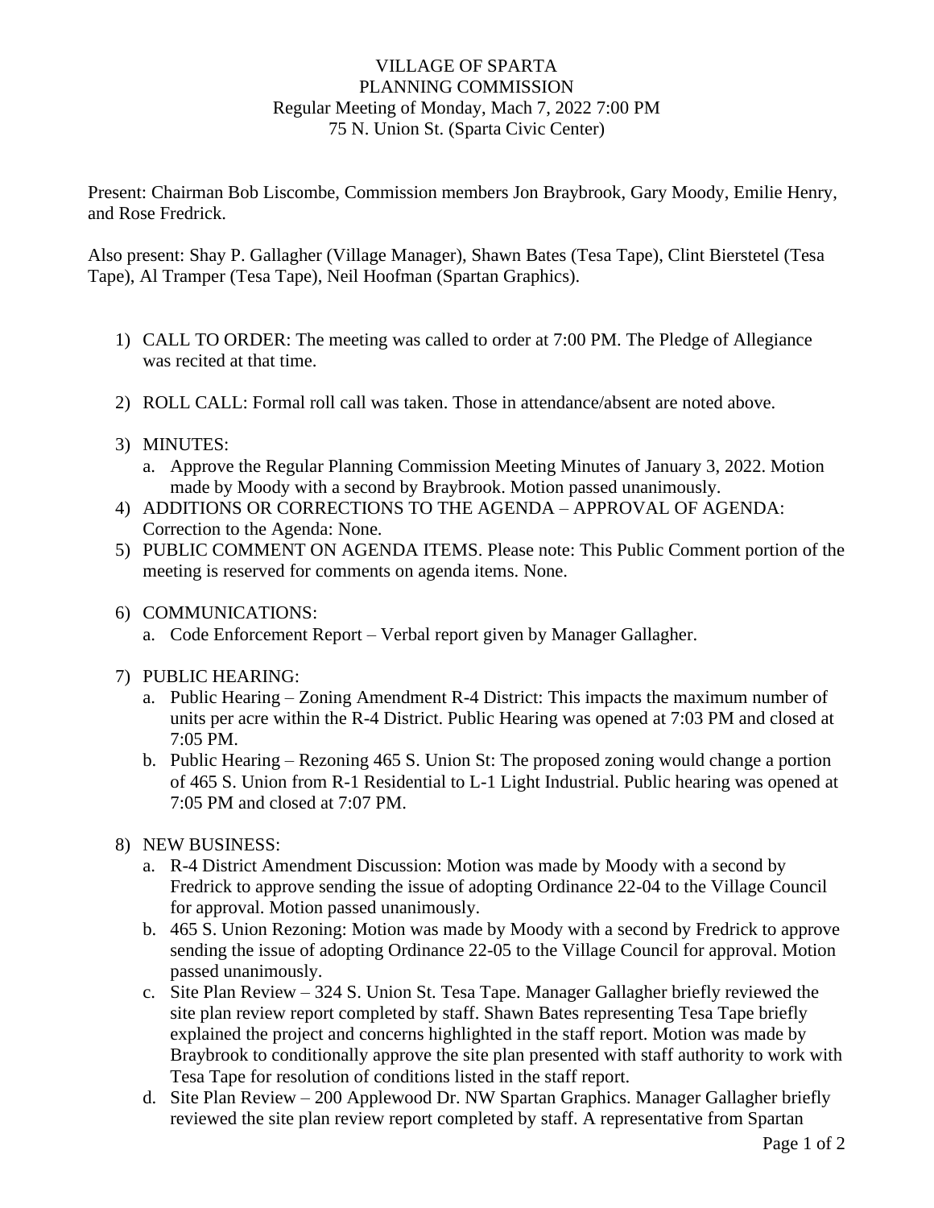VILLAGE OF SPARTA
PLANNING COMMISSION
Regular Meeting of Monday, Mach 7, 2022 7:00 PM
75 N. Union St. (Sparta Civic Center)

Present: Chairman Bob Liscombe, Commission members Jon Braybrook, Gary Moody, Emilie Henry, and Rose Fredrick.

Also present: Shay P. Gallagher (Village Manager), Shawn Bates (Tesa Tape), Clint Bierstetel (Tesa Tape), Al Tramper (Tesa Tape), Neil Hoofman (Spartan Graphics).

1) CALL TO ORDER: The meeting was called to order at 7:00 PM. The Pledge of Allegiance was recited at that time.

2) ROLL CALL: Formal roll call was taken. Those in attendance/absent are noted above.

3) MINUTES:
   a. Approve the Regular Planning Commission Meeting Minutes of January 3, 2022. Motion made by Moody with a second by Braybrook. Motion passed unanimously.
4) ADDITIONS OR CORRECTIONS TO THE AGENDA – APPROVAL OF AGENDA: Correction to the Agenda: None.
5) PUBLIC COMMENT ON AGENDA ITEMS. Please note: This Public Comment portion of the meeting is reserved for comments on agenda items. None.

6) COMMUNICATIONS:
   a. Code Enforcement Report – Verbal report given by Manager Gallagher.

7) PUBLIC HEARING:
   a. Public Hearing – Zoning Amendment R-4 District: This impacts the maximum number of units per acre within the R-4 District. Public Hearing was opened at 7:03 PM and closed at 7:05 PM.
   b. Public Hearing – Rezoning 465 S. Union St: The proposed zoning would change a portion of 465 S. Union from R-1 Residential to L-1 Light Industrial. Public hearing was opened at 7:05 PM and closed at 7:07 PM.

8) NEW BUSINESS:
   a. R-4 District Amendment Discussion: Motion was made by Moody with a second by Fredrick to approve sending the issue of adopting Ordinance 22-04 to the Village Council for approval. Motion passed unanimously.
   b. 465 S. Union Rezoning: Motion was made by Moody with a second by Fredrick to approve sending the issue of adopting Ordinance 22-05 to the Village Council for approval. Motion passed unanimously.
   c. Site Plan Review – 324 S. Union St. Tesa Tape. Manager Gallagher briefly reviewed the site plan review report completed by staff. Shawn Bates representing Tesa Tape briefly explained the project and concerns highlighted in the staff report. Motion was made by Braybrook to conditionally approve the site plan presented with staff authority to work with Tesa Tape for resolution of conditions listed in the staff report.
   d. Site Plan Review – 200 Applewood Dr. NW Spartan Graphics. Manager Gallagher briefly reviewed the site plan review report completed by staff. A representative from Spartan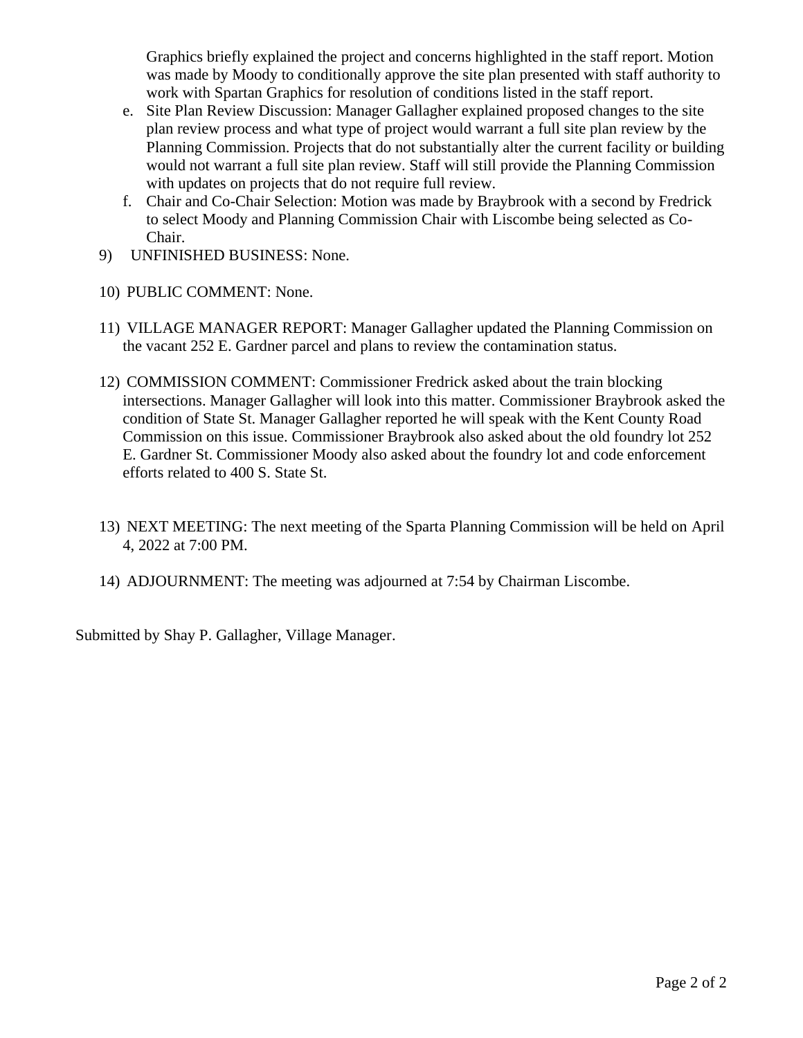Graphics briefly explained the project and concerns highlighted in the staff report. Motion was made by Moody to conditionally approve the site plan presented with staff authority to work with Spartan Graphics for resolution of conditions listed in the staff report.

e. Site Plan Review Discussion: Manager Gallagher explained proposed changes to the site plan review process and what type of project would warrant a full site plan review by the Planning Commission. Projects that do not substantially alter the current facility or building would not warrant a full site plan review. Staff will still provide the Planning Commission with updates on projects that do not require full review.

f. Chair and Co-Chair Selection: Motion was made by Braybrook with a second by Fredrick to select Moody and Planning Commission Chair with Liscombe being selected as Co-Chair.

9) UNFINISHED BUSINESS: None.

10) PUBLIC COMMENT: None.

11) VILLAGE MANAGER REPORT: Manager Gallagher updated the Planning Commission on the vacant 252 E. Gardner parcel and plans to review the contamination status.

12) COMMISSION COMMENT: Commissioner Fredrick asked about the train blocking intersections. Manager Gallagher will look into this matter. Commissioner Braybrook asked the condition of State St. Manager Gallagher reported he will speak with the Kent County Road Commission on this issue. Commissioner Braybrook also asked about the old foundry lot 252 E. Gardner St. Commissioner Moody also asked about the foundry lot and code enforcement efforts related to 400 S. State St.

13) NEXT MEETING: The next meeting of the Sparta Planning Commission will be held on April 4, 2022 at 7:00 PM.

14) ADJOURNMENT: The meeting was adjourned at 7:54 by Chairman Liscombe.

Submitted by Shay P. Gallagher, Village Manager.